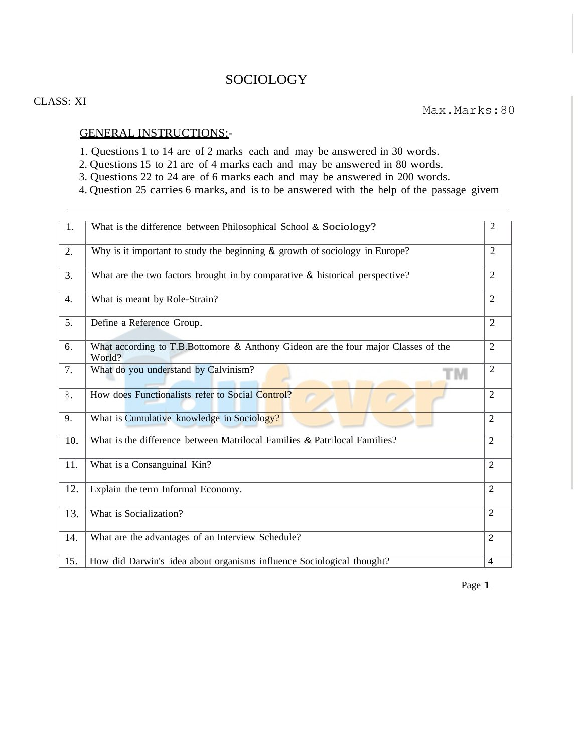# SOCIOLOGY

CLASS: XI

Max.Marks:80

## GENERAL INSTRUCTIONS:-

1. Questions 1 to 14 are of 2 marks each and may be answered in 30 words.
2. Questions 15 to 21 are of 4 marks each and may be answered in 80 words.
3. Questions 22 to 24 are of 6 marks each and may be answered in 200 words.
4. Question 25 carries 6 marks, and is to be answered with the help of the passage givem

| | | |
|---|---|---|
| 1. | What is the difference between Philosophical School & Sociology? | 2 |
| 2. | Why is it important to study the beginning & growth of sociology in Europe? | 2 |
| 3. | What are the two factors brought in by comparative & historical perspective? | 2 |
| 4. | What is meant by Role-Strain? | 2 |
| 5. | Define a Reference Group. | 2 |
| 6. | What according to T.B.Bottomore & Anthony Gideon are the four major Classes of the World? | 2 |
| 7. | What do you understand by Calvinism? | 2 |
| 8. | How does Functionalists refer to Social Control? | 2 |
| 9. | What is Cumulative knowledge in Sociology? | 2 |
| 10. | What is the difference between Matrilocal Families & Patrilocal Families? | 2 |
| 11. | What is a Consanguinal Kin? | 2 |
| 12. | Explain the term Informal Economy. | 2 |
| 13. | What is Socialization? | 2 |
| 14. | What are the advantages of an Interview Schedule? | 2 |
| 15. | How did Darwin's idea about organisms influence Sociological thought? | 4 |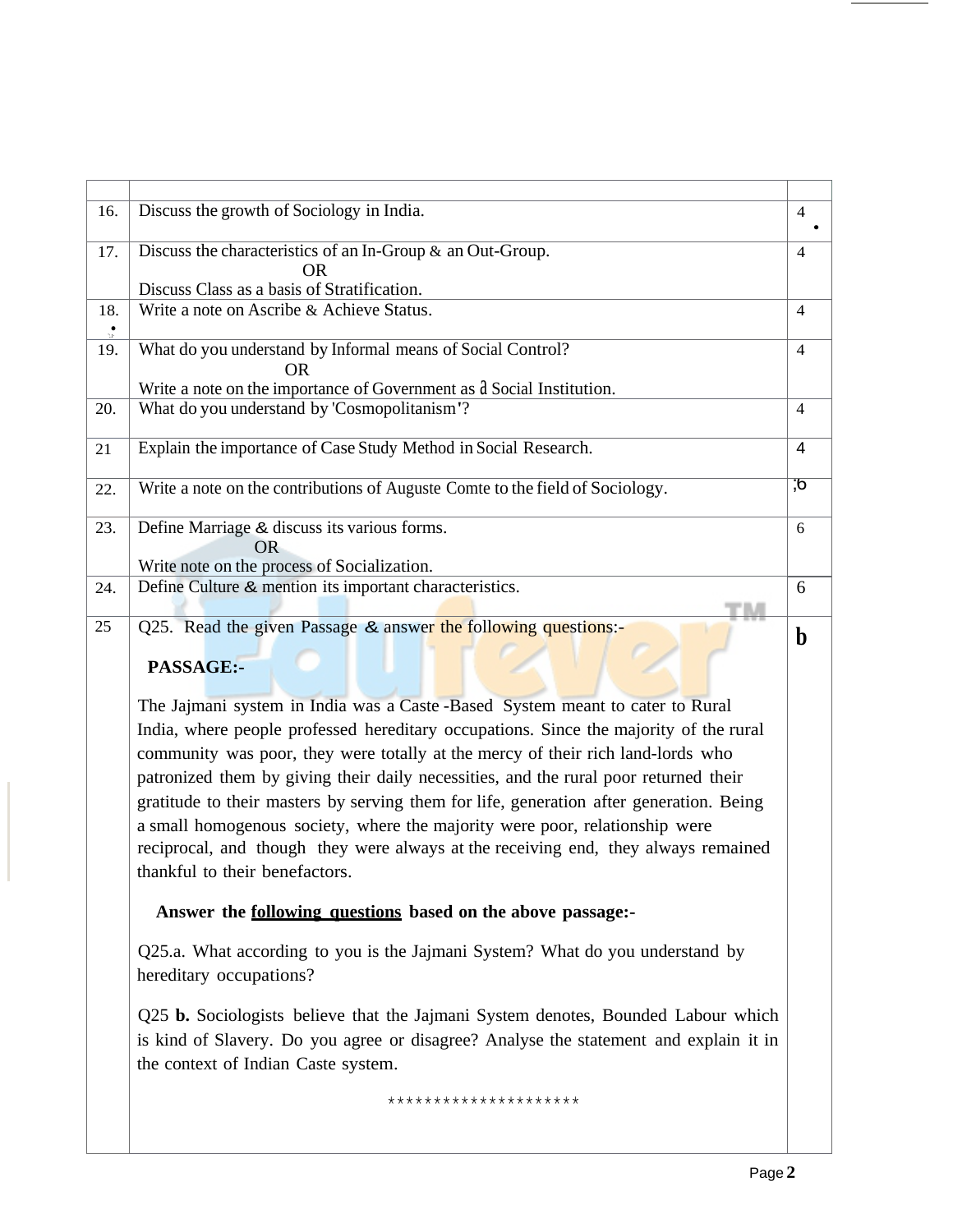| | | |
|---|---|---|
| 16. | Discuss the growth of Sociology in India. | 4 |
| 17. | Discuss the characteristics of an In-Group & an Out-Group.<br>OR<br>Discuss Class as a basis of Stratification. | 4 |
| 18. | Write a note on Ascribe & Achieve Status. | 4 |
| 19. | What do you understand by Informal means of Social Control?<br>OR<br>Write a note on the importance of Government as a Social Institution. | 4 |
| 20. | What do you understand by 'Cosmopolitanism'? | 4 |
| 21 | Explain the importance of Case Study Method in Social Research. | 4 |
| 22. | Write a note on the contributions of Auguste Comte to the field of Sociology. | 6 |
| 23. | Define Marriage & discuss its various forms.<br>OR<br>Write note on the process of Socialization. | 6 |
| 24. | Define Culture & mention its important characteristics. | 6 |
| 25 | Q25. Read the given Passage & answer the following questions:-<br><br>**PASSAGE:-**<br><br>The Jajmani system in India was a Caste -Based System meant to cater to Rural India, where people professed hereditary occupations. Since the majority of the rural community was poor, they were totally at the mercy of their rich land-lords who patronized them by giving their daily necessities, and the rural poor returned their gratitude to their masters by serving them for life, generation after generation. Being a small homogenous society, where the majority were poor, relationship were reciprocal, and though they were always at the receiving end, they always remained thankful to their benefactors.<br><br>**Answer the following questions based on the above passage:-**<br><br>Q25.a. What according to you is the Jajmani System? What do you understand by hereditary occupations?<br><br>Q25 **b.** Sociologists believe that the Jajmani System denotes, Bounded Labour which is kind of Slavery. Do you agree or disagree? Analyse the statement and explain it in the context of Indian Caste system.<br><br>********************* | 6 |